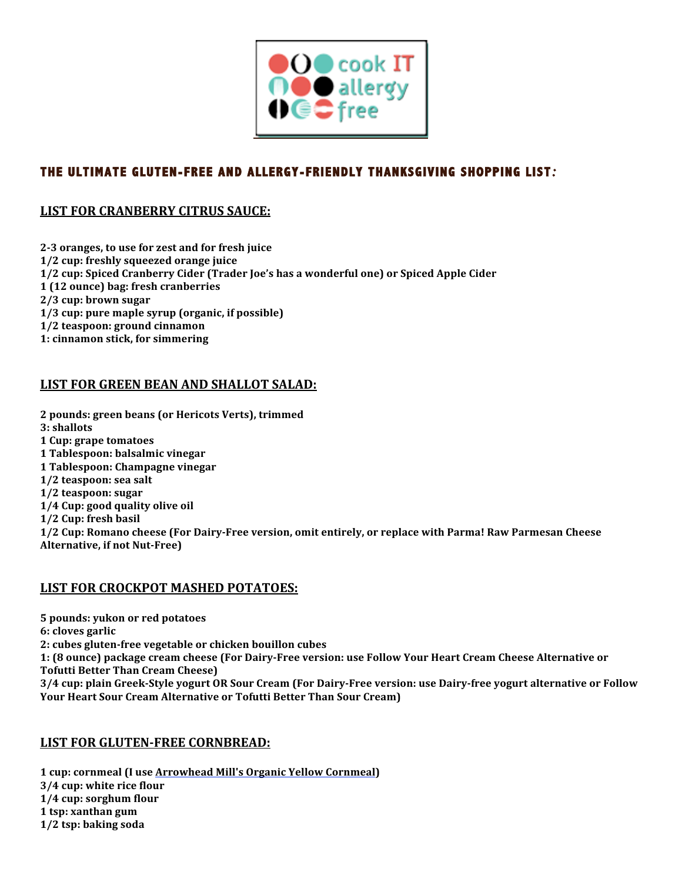cook IT allergy free

# THE ULTIMATE GLUTEN-FREE AND ALLERGY-FRIENDLY THANKSGIVING SHOPPING LIST:

## LIST FOR CRANBERRY CITRUS SAUCE:

**2-3 oranges, to use for zest and for fresh juice**
**1/2 cup: freshly squeezed orange juice**
**1/2 cup: Spiced Cranberry Cider (Trader Joe's has a wonderful one) or Spiced Apple Cider**
**1 (12 ounce) bag: fresh cranberries**
**2/3 cup: brown sugar**
**1/3 cup: pure maple syrup (organic, if possible)**
**1/2 teaspoon: ground cinnamon**
**1: cinnamon stick, for simmering**

## LIST FOR GREEN BEAN AND SHALLOT SALAD:

**2 pounds: green beans (or Hericots Verts), trimmed**
**3: shallots**
**1 Cup: grape tomatoes**
**1 Tablespoon: balsalmic vinegar**
**1 Tablespoon: Champagne vinegar**
**1/2 teaspoon: sea salt**
**1/2 teaspoon: sugar**
**1/4 Cup: good quality olive oil**
**1/2 Cup: fresh basil**
**1/2 Cup: Romano cheese (For Dairy-Free version, omit entirely, or replace with Parma! Raw Parmesan Cheese Alternative, if not Nut-Free)**

## LIST FOR CROCKPOT MASHED POTATOES:

**5 pounds: yukon or red potatoes**
**6: cloves garlic**
**2: cubes gluten-free vegetable or chicken bouillon cubes**
**1: (8 ounce) package cream cheese (For Dairy-Free version: use Follow Your Heart Cream Cheese Alternative or Tofutti Better Than Cream Cheese)**
**3/4 cup: plain Greek-Style yogurt OR Sour Cream (For Dairy-Free version: use Dairy-free yogurt alternative or Follow Your Heart Sour Cream Alternative or Tofutti Better Than Sour Cream)**

## LIST FOR GLUTEN-FREE CORNBREAD:

**1 cup: cornmeal (I use Arrowhead Mill's Organic Yellow Cornmeal)**
**3/4 cup: white rice flour**
**1/4 cup: sorghum flour**
**1 tsp: xanthan gum**
**1/2 tsp: baking soda**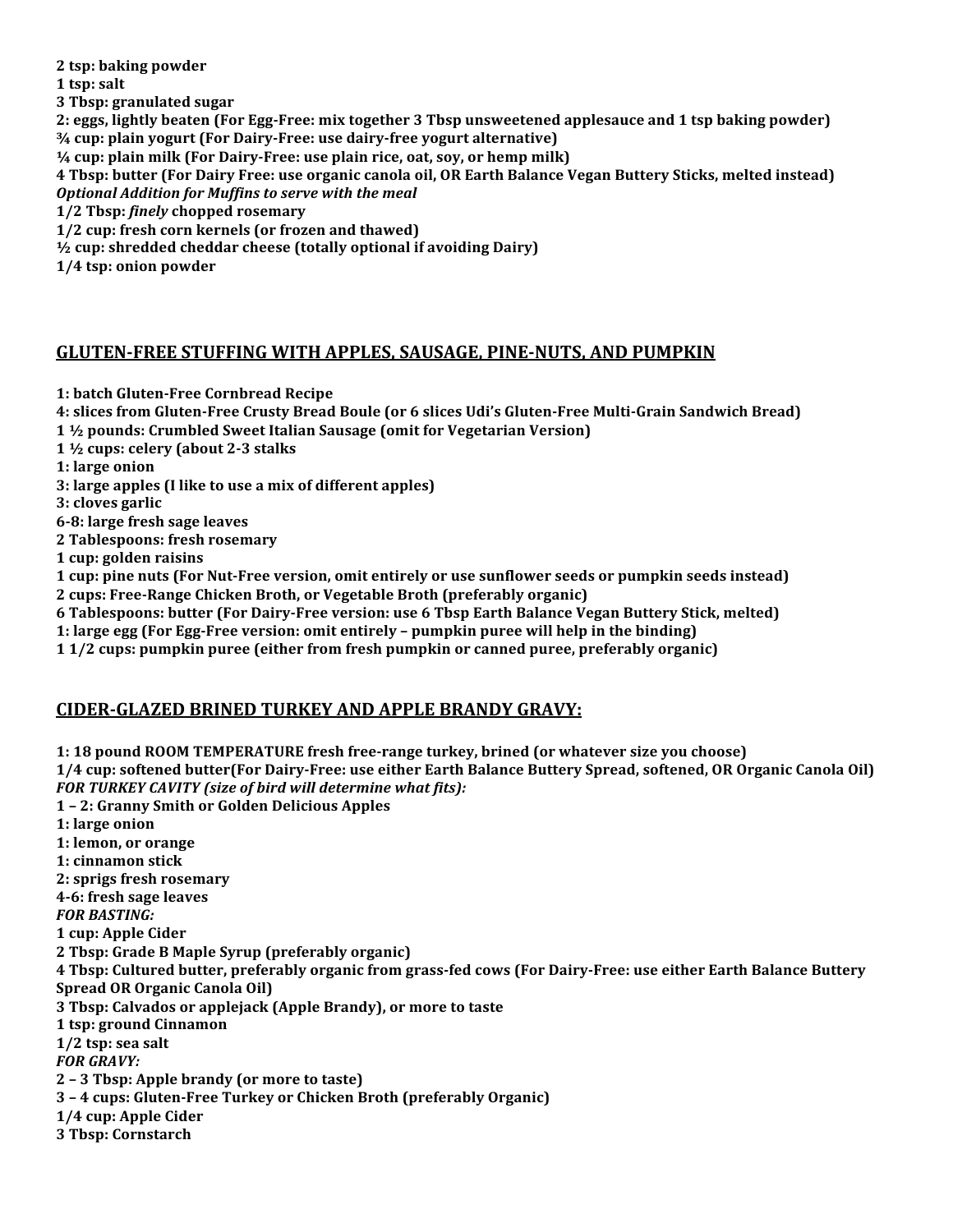**2 tsp: baking powder**
**1 tsp: salt**
**3 Tbsp: granulated sugar**
**2: eggs, lightly beaten (For Egg-Free: mix together 3 Tbsp unsweetened applesauce and 1 tsp baking powder)**
**¾ cup: plain yogurt (For Dairy-Free: use dairy-free yogurt alternative)**
**¼ cup: plain milk (For Dairy-Free: use plain rice, oat, soy, or hemp milk)**
**4 Tbsp: butter (For Dairy Free: use organic canola oil, OR Earth Balance Vegan Buttery Sticks, melted instead)**
***Optional Addition for Muffins to serve with the meal***
**1/2 Tbsp: *finely* chopped rosemary**
**1/2 cup: fresh corn kernels (or frozen and thawed)**
**½ cup: shredded cheddar cheese (totally optional if avoiding Dairy)**
**1/4 tsp: onion powder**

## GLUTEN-FREE STUFFING WITH APPLES, SAUSAGE, PINE-NUTS, AND PUMPKIN

**1: batch Gluten-Free Cornbread Recipe**
**4: slices from Gluten-Free Crusty Bread Boule (or 6 slices Udi's Gluten-Free Multi-Grain Sandwich Bread)**
**1 ½ pounds: Crumbled Sweet Italian Sausage (omit for Vegetarian Version)**
**1 ½ cups: celery (about 2-3 stalks**
**1: large onion**
**3: large apples (I like to use a mix of different apples)**
**3: cloves garlic**
**6-8: large fresh sage leaves**
**2 Tablespoons: fresh rosemary**
**1 cup: golden raisins**
**1 cup: pine nuts (For Nut-Free version, omit entirely or use sunflower seeds or pumpkin seeds instead)**
**2 cups: Free-Range Chicken Broth, or Vegetable Broth (preferably organic)**
**6 Tablespoons: butter (For Dairy-Free version: use 6 Tbsp Earth Balance Vegan Buttery Stick, melted)**
**1: large egg (For Egg-Free version: omit entirely – pumpkin puree will help in the binding)**
**1 1/2 cups: pumpkin puree (either from fresh pumpkin or canned puree, preferably organic)**

## CIDER-GLAZED BRINED TURKEY AND APPLE BRANDY GRAVY:

**1: 18 pound ROOM TEMPERATURE fresh free-range turkey, brined (or whatever size you choose)**
**1/4 cup: softened butter(For Dairy-Free: use either Earth Balance Buttery Spread, softened, OR Organic Canola Oil)**
***FOR TURKEY CAVITY (size of bird will determine what fits):***
**1 – 2: Granny Smith or Golden Delicious Apples**
**1: large onion**
**1: lemon, or orange**
**1: cinnamon stick**
**2: sprigs fresh rosemary**
**4-6: fresh sage leaves**
***FOR BASTING:***
**1 cup: Apple Cider**
**2 Tbsp: Grade B Maple Syrup (preferably organic)**
**4 Tbsp: Cultured butter, preferably organic from grass-fed cows (For Dairy-Free: use either Earth Balance Buttery Spread OR Organic Canola Oil)**
**3 Tbsp: Calvados or applejack (Apple Brandy), or more to taste**
**1 tsp: ground Cinnamon**
**1/2 tsp: sea salt**
***FOR GRAVY:***
**2 – 3 Tbsp: Apple brandy (or more to taste)**
**3 – 4 cups: Gluten-Free Turkey or Chicken Broth (preferably Organic)**
**1/4 cup: Apple Cider**
**3 Tbsp: Cornstarch**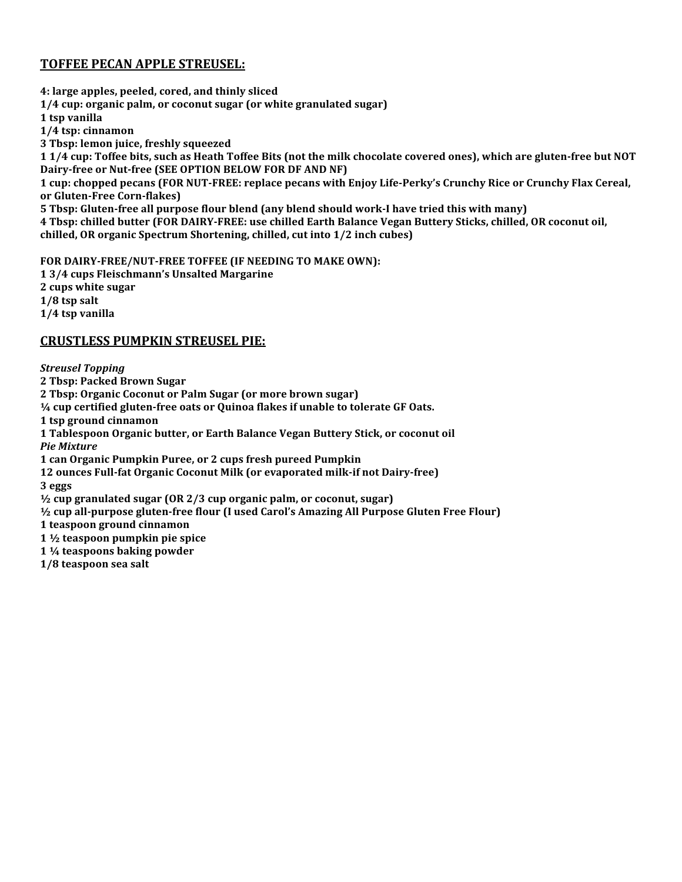## TOFFEE PECAN APPLE STREUSEL:

**4: large apples, peeled, cored, and thinly sliced**
**1/4 cup: organic palm, or coconut sugar (or white granulated sugar)**
**1 tsp vanilla**
**1/4 tsp: cinnamon**
**3 Tbsp: lemon juice, freshly squeezed**
**1 1/4 cup: Toffee bits, such as Heath Toffee Bits (not the milk chocolate covered ones), which are gluten-free but NOT Dairy-free or Nut-free (SEE OPTION BELOW FOR DF AND NF)**
**1 cup: chopped pecans (FOR NUT-FREE: replace pecans with Enjoy Life-Perky's Crunchy Rice or Crunchy Flax Cereal, or Gluten-Free Corn-flakes)**
**5 Tbsp: Gluten-free all purpose flour blend (any blend should work-I have tried this with many)**
**4 Tbsp: chilled butter (FOR DAIRY-FREE: use chilled Earth Balance Vegan Buttery Sticks, chilled, OR coconut oil, chilled, OR organic Spectrum Shortening, chilled, cut into 1/2 inch cubes)**

**FOR DAIRY-FREE/NUT-FREE TOFFEE (IF NEEDING TO MAKE OWN):**
**1 3/4 cups Fleischmann's Unsalted Margarine**
**2 cups white sugar**
**1/8 tsp salt**
**1/4 tsp vanilla**

## CRUSTLESS PUMPKIN STREUSEL PIE:

***Streusel Topping***
**2 Tbsp: Packed Brown Sugar**
**2 Tbsp: Organic Coconut or Palm Sugar (or more brown sugar)**
**¼ cup certified gluten-free oats or Quinoa flakes if unable to tolerate GF Oats.**
**1 tsp ground cinnamon**
**1 Tablespoon Organic butter, or Earth Balance Vegan Buttery Stick, or coconut oil**
***Pie Mixture***
**1 can Organic Pumpkin Puree, or 2 cups fresh pureed Pumpkin**
**12 ounces Full-fat Organic Coconut Milk (or evaporated milk-if not Dairy-free)**
**3 eggs**
**½ cup granulated sugar (OR 2/3 cup organic palm, or coconut, sugar)**
**½ cup all-purpose gluten-free flour (I used Carol's Amazing All Purpose Gluten Free Flour)**
**1 teaspoon ground cinnamon**
**1 ½ teaspoon pumpkin pie spice**
**1 ¼ teaspoons baking powder**
**1/8 teaspoon sea salt**